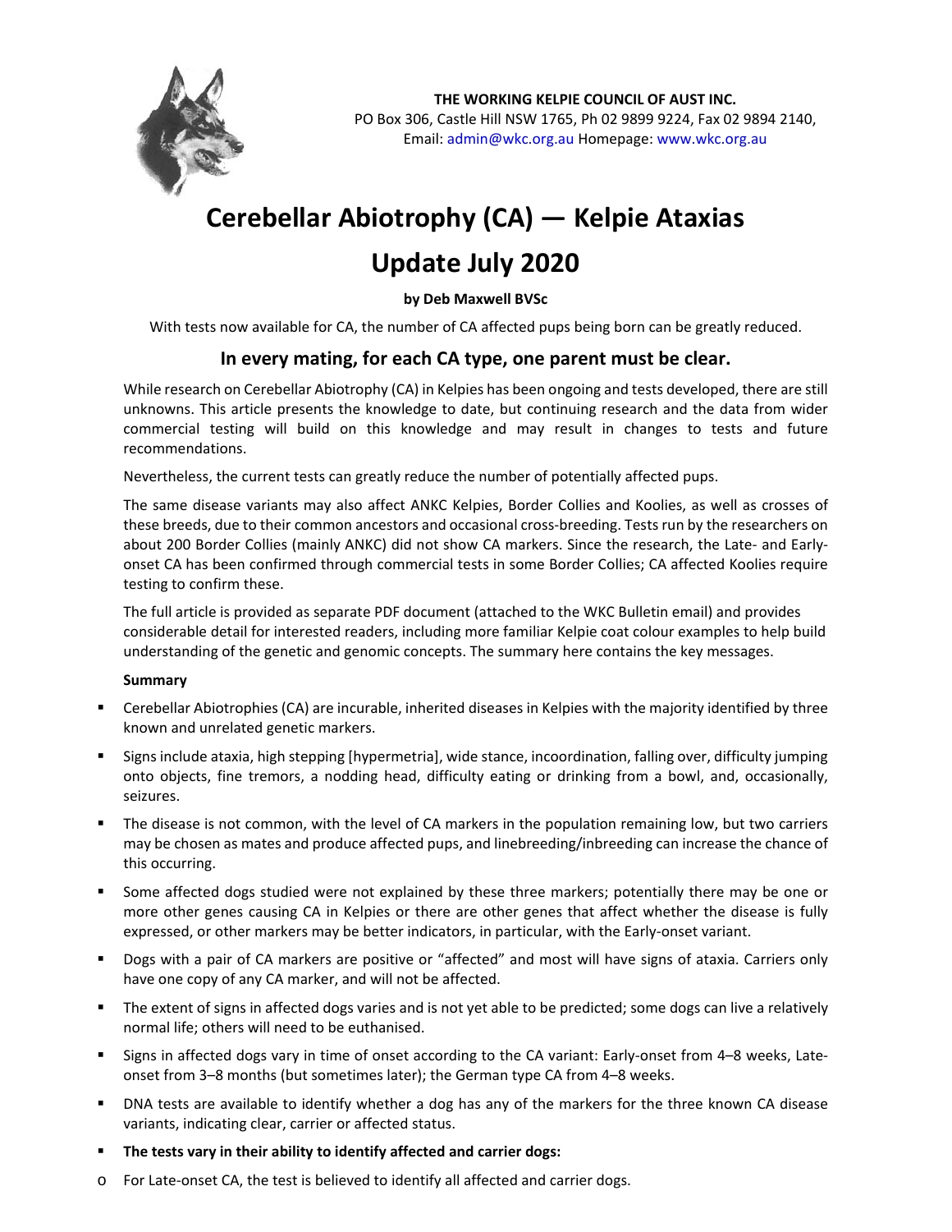**THE WORKING KELPIE COUNCIL OF AUST INC.**
PO Box 306, Castle Hill NSW 1765, Ph 02 9899 9224, Fax 02 9894 2140,
Email: admin@wkc.org.au Homepage: www.wkc.org.au

# Cerebellar Abiotrophy (CA) — Kelpie Ataxias

# Update July 2020

**by Deb Maxwell BVSc**

With tests now available for CA, the number of CA affected pups being born can be greatly reduced.

## In every mating, for each CA type, one parent must be clear.

While research on Cerebellar Abiotrophy (CA) in Kelpies has been ongoing and tests developed, there are still unknowns. This article presents the knowledge to date, but continuing research and the data from wider commercial testing will build on this knowledge and may result in changes to tests and future recommendations.

Nevertheless, the current tests can greatly reduce the number of potentially affected pups.

The same disease variants may also affect ANKC Kelpies, Border Collies and Koolies, as well as crosses of these breeds, due to their common ancestors and occasional cross-breeding. Tests run by the researchers on about 200 Border Collies (mainly ANKC) did not show CA markers. Since the research, the Late- and Early-onset CA has been confirmed through commercial tests in some Border Collies; CA affected Koolies require testing to confirm these.

The full article is provided as separate PDF document (attached to the WKC Bulletin email) and provides considerable detail for interested readers, including more familiar Kelpie coat colour examples to help build understanding of the genetic and genomic concepts. The summary here contains the key messages.

**Summary**

- Cerebellar Abiotrophies (CA) are incurable, inherited diseases in Kelpies with the majority identified by three known and unrelated genetic markers.
- Signs include ataxia, high stepping [hypermetria], wide stance, incoordination, falling over, difficulty jumping onto objects, fine tremors, a nodding head, difficulty eating or drinking from a bowl, and, occasionally, seizures.
- The disease is not common, with the level of CA markers in the population remaining low, but two carriers may be chosen as mates and produce affected pups, and linebreeding/inbreeding can increase the chance of this occurring.
- Some affected dogs studied were not explained by these three markers; potentially there may be one or more other genes causing CA in Kelpies or there are other genes that affect whether the disease is fully expressed, or other markers may be better indicators, in particular, with the Early-onset variant.
- Dogs with a pair of CA markers are positive or "affected" and most will have signs of ataxia. Carriers only have one copy of any CA marker, and will not be affected.
- The extent of signs in affected dogs varies and is not yet able to be predicted; some dogs can live a relatively normal life; others will need to be euthanised.
- Signs in affected dogs vary in time of onset according to the CA variant: Early-onset from 4–8 weeks, Late-onset from 3–8 months (but sometimes later); the German type CA from 4–8 weeks.
- DNA tests are available to identify whether a dog has any of the markers for the three known CA disease variants, indicating clear, carrier or affected status.
- **The tests vary in their ability to identify affected and carrier dogs:**
  - For Late-onset CA, the test is believed to identify all affected and carrier dogs.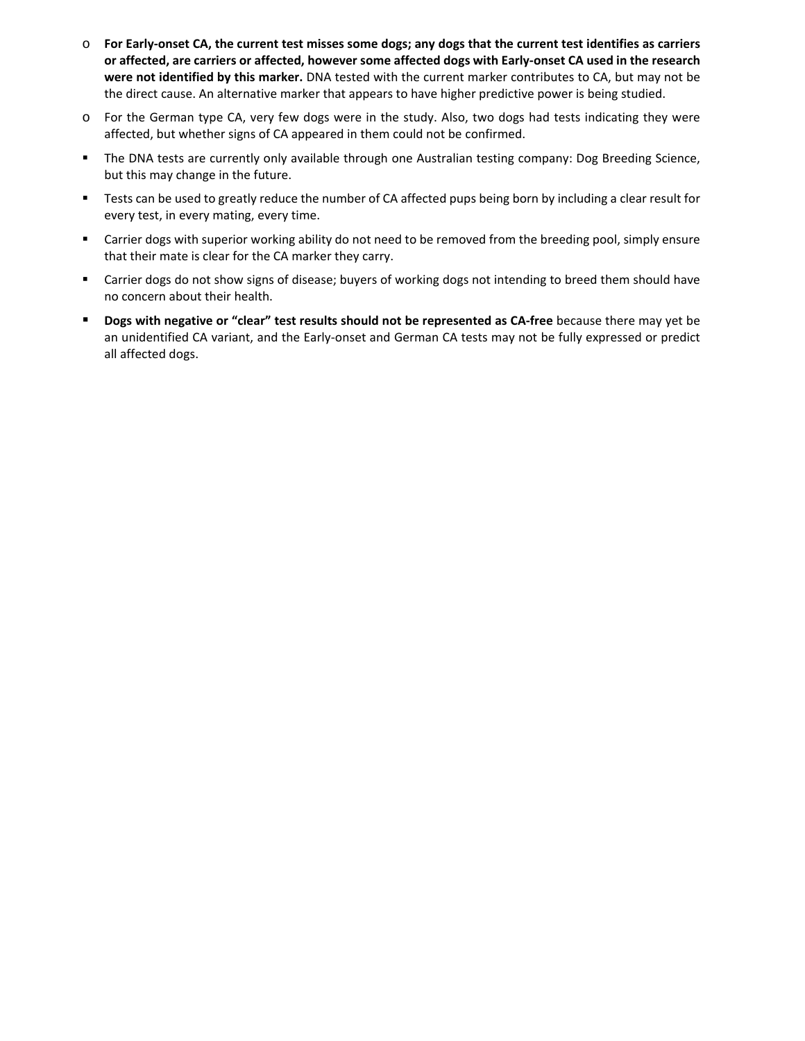- **For Early-onset CA, the current test misses some dogs; any dogs that the current test identifies as carriers or affected, are carriers or affected, however some affected dogs with Early-onset CA used in the research were not identified by this marker.** DNA tested with the current marker contributes to CA, but may not be the direct cause. An alternative marker that appears to have higher predictive power is being studied.
  - For the German type CA, very few dogs were in the study. Also, two dogs had tests indicating they were affected, but whether signs of CA appeared in them could not be confirmed.
- The DNA tests are currently only available through one Australian testing company: Dog Breeding Science, but this may change in the future.
- Tests can be used to greatly reduce the number of CA affected pups being born by including a clear result for every test, in every mating, every time.
- Carrier dogs with superior working ability do not need to be removed from the breeding pool, simply ensure that their mate is clear for the CA marker they carry.
- Carrier dogs do not show signs of disease; buyers of working dogs not intending to breed them should have no concern about their health.
- **Dogs with negative or "clear" test results should not be represented as CA-free** because there may yet be an unidentified CA variant, and the Early-onset and German CA tests may not be fully expressed or predict all affected dogs.